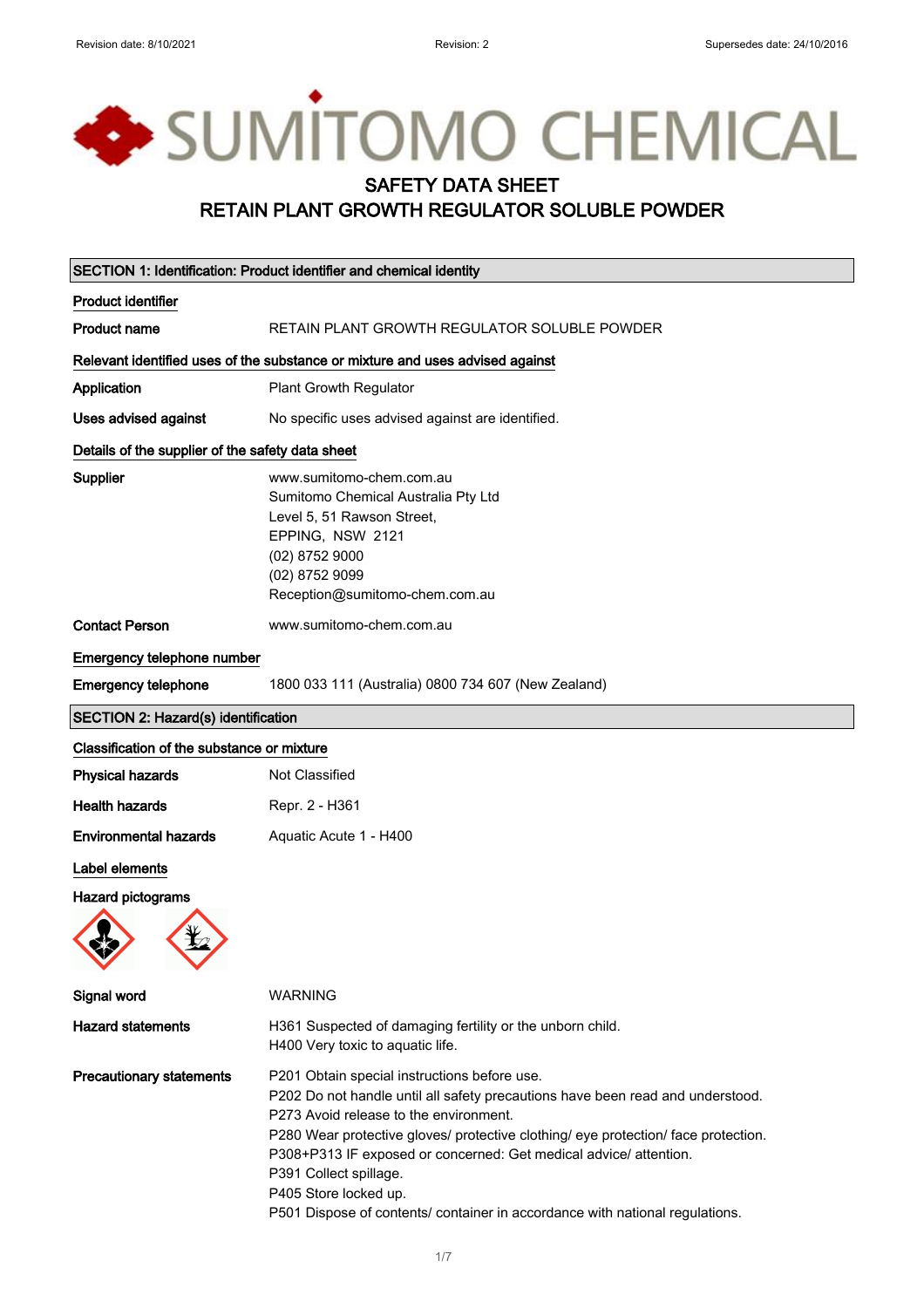# SAFETY DATA SHEET
# RETAIN PLANT GROWTH REGULATOR SOLUBLE POWDER

## SECTION 1: Identification: Product identifier and chemical identity

### Product identifier

**Product name** RETAIN PLANT GROWTH REGULATOR SOLUBLE POWDER

### Relevant identified uses of the substance or mixture and uses advised against

**Application** Plant Growth Regulator

**Uses advised against** No specific uses advised against are identified.

### Details of the supplier of the safety data sheet

**Supplier**
www.sumitomo-chem.com.au
Sumitomo Chemical Australia Pty Ltd
Level 5, 51 Rawson Street,
EPPING, NSW 2121
(02) 8752 9000
(02) 8752 9099
Reception@sumitomo-chem.com.au

**Contact Person** www.sumitomo-chem.com.au

### Emergency telephone number

**Emergency telephone** 1800 033 111 (Australia) 0800 734 607 (New Zealand)

## SECTION 2: Hazard(s) identification

### Classification of the substance or mixture

**Physical hazards** Not Classified

**Health hazards** Repr. 2 - H361

**Environmental hazards** Aquatic Acute 1 - H400

### Label elements

**Hazard pictograms**

**Signal word** WARNING

**Hazard statements**
H361 Suspected of damaging fertility or the unborn child.
H400 Very toxic to aquatic life.

**Precautionary statements**
P201 Obtain special instructions before use.
P202 Do not handle until all safety precautions have been read and understood.
P273 Avoid release to the environment.
P280 Wear protective gloves/ protective clothing/ eye protection/ face protection.
P308+P313 IF exposed or concerned: Get medical advice/ attention.
P391 Collect spillage.
P405 Store locked up.
P501 Dispose of contents/ container in accordance with national regulations.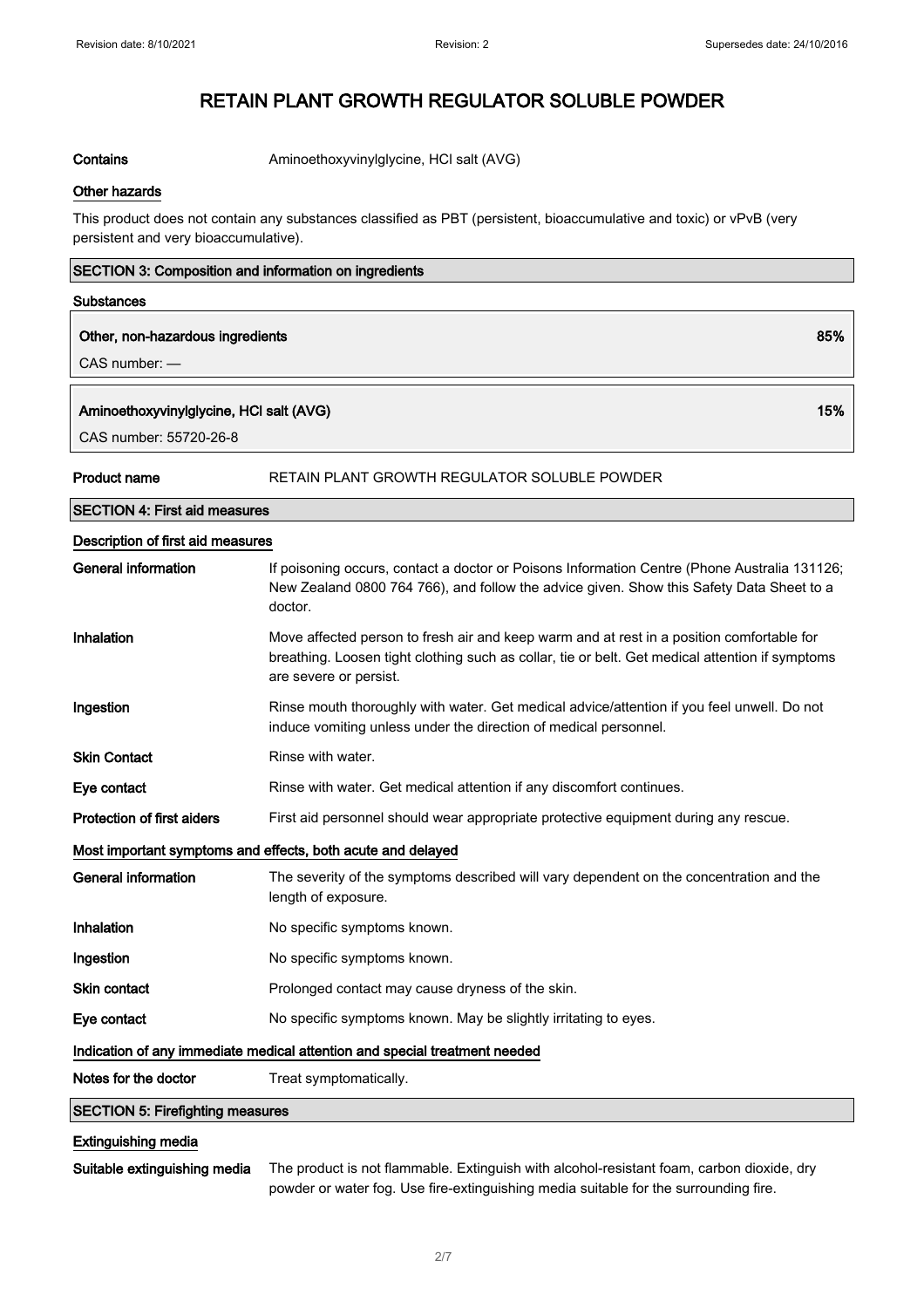# RETAIN PLANT GROWTH REGULATOR SOLUBLE POWDER

**Contains** Aminoethoxyvinylglycine, HCl salt (AVG)

**Other hazards**

This product does not contain any substances classified as PBT (persistent, bioaccumulative and toxic) or vPvB (very persistent and very bioaccumulative).

## SECTION 3: Composition and information on ingredients

**Substances**

| Ingredient | % |
| --- | --- |
| **Other, non-hazardous ingredients**<br>CAS number: — | 85% |
| **Aminoethoxyvinylglycine, HCl salt (AVG)**<br>CAS number: 55720-26-8 | 15% |

**Product name** RETAIN PLANT GROWTH REGULATOR SOLUBLE POWDER

## SECTION 4: First aid measures

**Description of first aid measures**

**General information** If poisoning occurs, contact a doctor or Poisons Information Centre (Phone Australia 131126; New Zealand 0800 764 766), and follow the advice given. Show this Safety Data Sheet to a doctor.

**Inhalation** Move affected person to fresh air and keep warm and at rest in a position comfortable for breathing. Loosen tight clothing such as collar, tie or belt. Get medical attention if symptoms are severe or persist.

**Ingestion** Rinse mouth thoroughly with water. Get medical advice/attention if you feel unwell. Do not induce vomiting unless under the direction of medical personnel.

**Skin Contact** Rinse with water.

**Eye contact** Rinse with water. Get medical attention if any discomfort continues.

**Protection of first aiders** First aid personnel should wear appropriate protective equipment during any rescue.

**Most important symptoms and effects, both acute and delayed**

**General information** The severity of the symptoms described will vary dependent on the concentration and the length of exposure.

**Inhalation** No specific symptoms known.

**Ingestion** No specific symptoms known.

**Skin contact** Prolonged contact may cause dryness of the skin.

**Eye contact** No specific symptoms known. May be slightly irritating to eyes.

**Indication of any immediate medical attention and special treatment needed**

**Notes for the doctor** Treat symptomatically.

## SECTION 5: Firefighting measures

**Extinguishing media**

**Suitable extinguishing media** The product is not flammable. Extinguish with alcohol-resistant foam, carbon dioxide, dry powder or water fog. Use fire-extinguishing media suitable for the surrounding fire.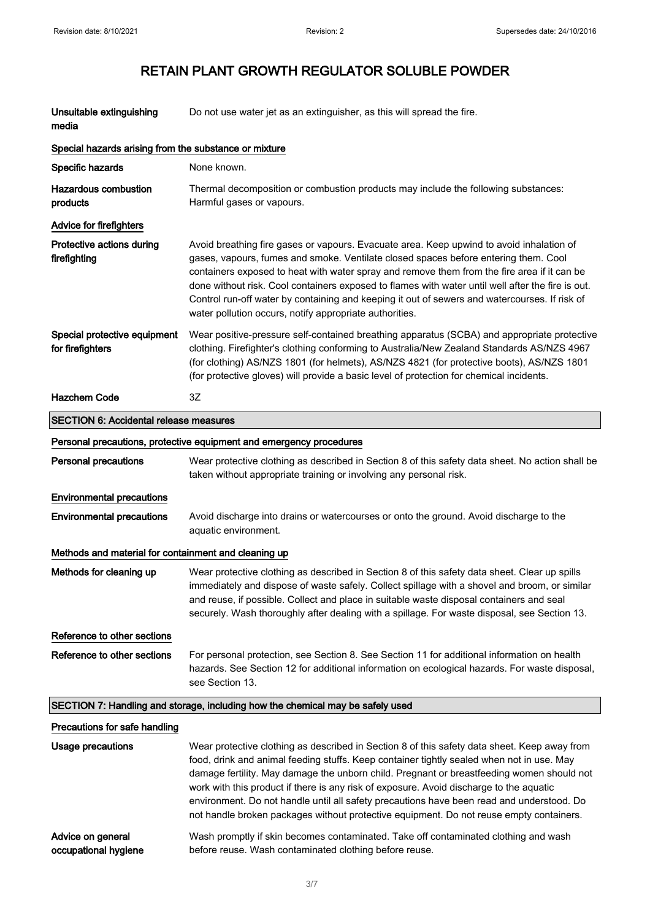| | |
|---|---|
| **Unsuitable extinguishing media** | Do not use water jet as an extinguisher, as this will spread the fire. |

### Special hazards arising from the substance or mixture

| | |
|---|---|
| **Specific hazards** | None known. |
| **Hazardous combustion products** | Thermal decomposition or combustion products may include the following substances: Harmful gases or vapours. |

### Advice for firefighters

| | |
|---|---|
| **Protective actions during firefighting** | Avoid breathing fire gases or vapours. Evacuate area. Keep upwind to avoid inhalation of gases, vapours, fumes and smoke. Ventilate closed spaces before entering them. Cool containers exposed to heat with water spray and remove them from the fire area if it can be done without risk. Cool containers exposed to flames with water until well after the fire is out. Control run-off water by containing and keeping it out of sewers and watercourses. If risk of water pollution occurs, notify appropriate authorities. |
| **Special protective equipment for firefighters** | Wear positive-pressure self-contained breathing apparatus (SCBA) and appropriate protective clothing. Firefighter's clothing conforming to Australia/New Zealand Standards AS/NZS 4967 (for clothing) AS/NZS 1801 (for helmets), AS/NZS 4821 (for protective boots), AS/NZS 1801 (for protective gloves) will provide a basic level of protection for chemical incidents. |
| **Hazchem Code** | 3Z |

## SECTION 6: Accidental release measures

### Personal precautions, protective equipment and emergency procedures

| | |
|---|---|
| **Personal precautions** | Wear protective clothing as described in Section 8 of this safety data sheet. No action shall be taken without appropriate training or involving any personal risk. |

### Environmental precautions

| | |
|---|---|
| **Environmental precautions** | Avoid discharge into drains or watercourses or onto the ground. Avoid discharge to the aquatic environment. |

### Methods and material for containment and cleaning up

| | |
|---|---|
| **Methods for cleaning up** | Wear protective clothing as described in Section 8 of this safety data sheet. Clear up spills immediately and dispose of waste safely. Collect spillage with a shovel and broom, or similar and reuse, if possible. Collect and place in suitable waste disposal containers and seal securely. Wash thoroughly after dealing with a spillage. For waste disposal, see Section 13. |

### Reference to other sections

| | |
|---|---|
| **Reference to other sections** | For personal protection, see Section 8. See Section 11 for additional information on health hazards. See Section 12 for additional information on ecological hazards. For waste disposal, see Section 13. |

## SECTION 7: Handling and storage, including how the chemical may be safely used

### Precautions for safe handling

| | |
|---|---|
| **Usage precautions** | Wear protective clothing as described in Section 8 of this safety data sheet. Keep away from food, drink and animal feeding stuffs. Keep container tightly sealed when not in use. May damage fertility. May damage the unborn child. Pregnant or breastfeeding women should not work with this product if there is any risk of exposure. Avoid discharge to the aquatic environment. Do not handle until all safety precautions have been read and understood. Do not handle broken packages without protective equipment. Do not reuse empty containers. |
| **Advice on general occupational hygiene** | Wash promptly if skin becomes contaminated. Take off contaminated clothing and wash before reuse. Wash contaminated clothing before reuse. |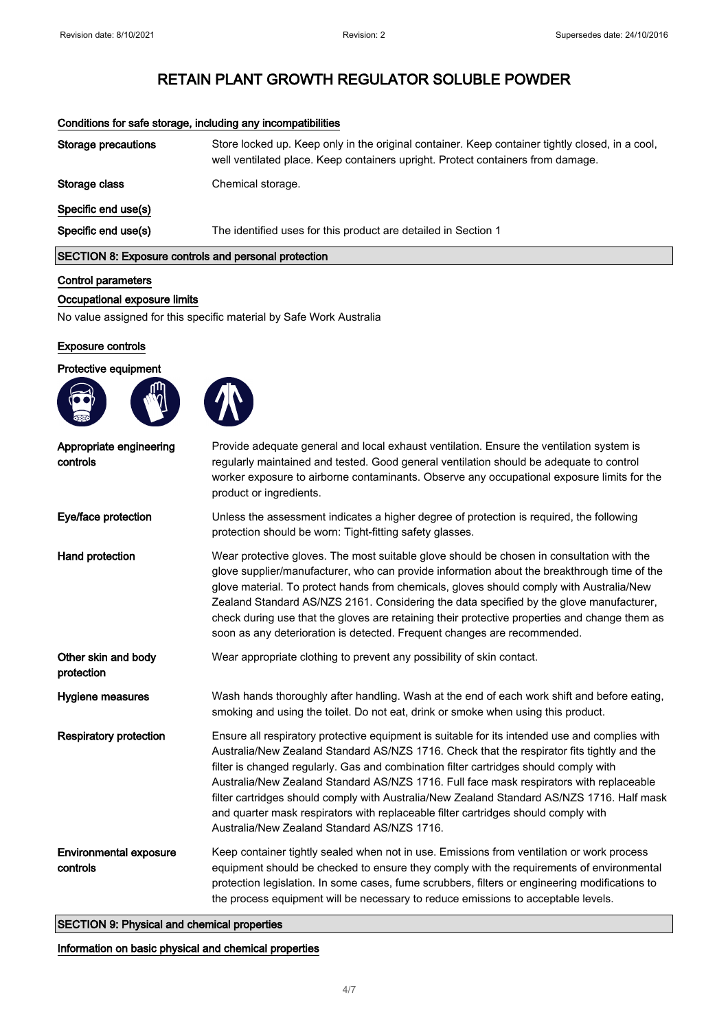# RETAIN PLANT GROWTH REGULATOR SOLUBLE POWDER

### Conditions for safe storage, including any incompatibilities

| | |
|---|---|
| **Storage precautions** | Store locked up. Keep only in the original container. Keep container tightly closed, in a cool, well ventilated place. Keep containers upright. Protect containers from damage. |
| **Storage class** | Chemical storage. |

### Specific end use(s)

| | |
|---|---|
| **Specific end use(s)** | The identified uses for this product are detailed in Section 1 |

## SECTION 8: Exposure controls and personal protection

### Control parameters

### Occupational exposure limits

No value assigned for this specific material by Safe Work Australia

### Exposure controls

### Protective equipment

| | |
|---|---|
| **Appropriate engineering controls** | Provide adequate general and local exhaust ventilation. Ensure the ventilation system is regularly maintained and tested. Good general ventilation should be adequate to control worker exposure to airborne contaminants. Observe any occupational exposure limits for the product or ingredients. |
| **Eye/face protection** | Unless the assessment indicates a higher degree of protection is required, the following protection should be worn: Tight-fitting safety glasses. |
| **Hand protection** | Wear protective gloves. The most suitable glove should be chosen in consultation with the glove supplier/manufacturer, who can provide information about the breakthrough time of the glove material. To protect hands from chemicals, gloves should comply with Australia/New Zealand Standard AS/NZS 2161. Considering the data specified by the glove manufacturer, check during use that the gloves are retaining their protective properties and change them as soon as any deterioration is detected. Frequent changes are recommended. |
| **Other skin and body protection** | Wear appropriate clothing to prevent any possibility of skin contact. |
| **Hygiene measures** | Wash hands thoroughly after handling. Wash at the end of each work shift and before eating, smoking and using the toilet. Do not eat, drink or smoke when using this product. |
| **Respiratory protection** | Ensure all respiratory protective equipment is suitable for its intended use and complies with Australia/New Zealand Standard AS/NZS 1716. Check that the respirator fits tightly and the filter is changed regularly. Gas and combination filter cartridges should comply with Australia/New Zealand Standard AS/NZS 1716. Full face mask respirators with replaceable filter cartridges should comply with Australia/New Zealand Standard AS/NZS 1716. Half mask and quarter mask respirators with replaceable filter cartridges should comply with Australia/New Zealand Standard AS/NZS 1716. |
| **Environmental exposure controls** | Keep container tightly sealed when not in use. Emissions from ventilation or work process equipment should be checked to ensure they comply with the requirements of environmental protection legislation. In some cases, fume scrubbers, filters or engineering modifications to the process equipment will be necessary to reduce emissions to acceptable levels. |

## SECTION 9: Physical and chemical properties

### Information on basic physical and chemical properties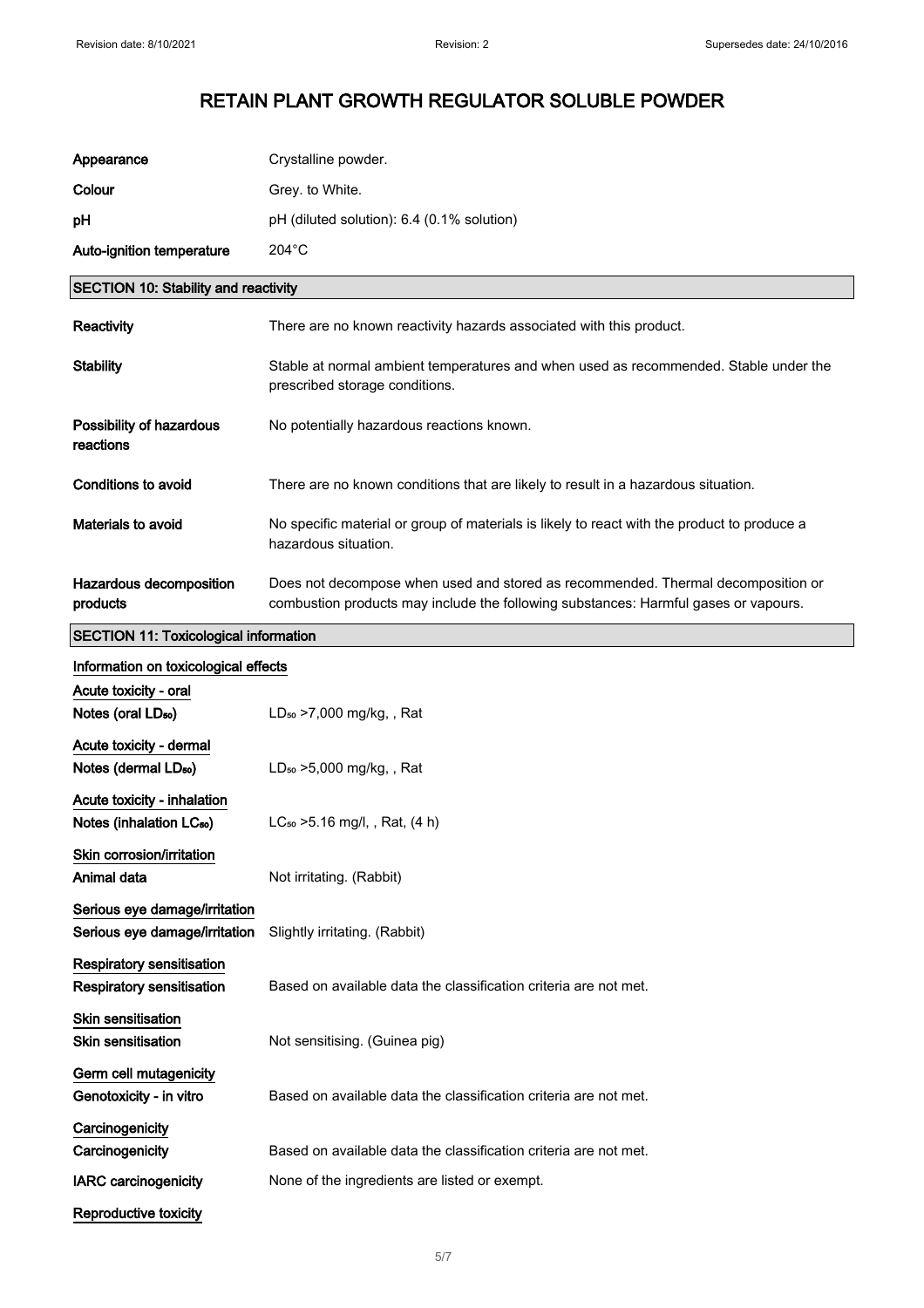# RETAIN PLANT GROWTH REGULATOR SOLUBLE POWDER

| | |
|---|---|
| **Appearance** | Crystalline powder. |
| **Colour** | Grey. to White. |
| **pH** | pH (diluted solution): 6.4 (0.1% solution) |
| **Auto-ignition temperature** | 204°C |

## SECTION 10: Stability and reactivity

| | |
|---|---|
| **Reactivity** | There are no known reactivity hazards associated with this product. |
| **Stability** | Stable at normal ambient temperatures and when used as recommended. Stable under the prescribed storage conditions. |
| **Possibility of hazardous reactions** | No potentially hazardous reactions known. |
| **Conditions to avoid** | There are no known conditions that are likely to result in a hazardous situation. |
| **Materials to avoid** | No specific material or group of materials is likely to react with the product to produce a hazardous situation. |
| **Hazardous decomposition products** | Does not decompose when used and stored as recommended. Thermal decomposition or combustion products may include the following substances: Harmful gases or vapours. |

## SECTION 11: Toxicological information

**Information on toxicological effects**

**Acute toxicity - oral**

| | |
|---|---|
| **Notes (oral $LD_{50}$)** | $LD_{50}$ >7,000 mg/kg, , Rat |

**Acute toxicity - dermal**

| | |
|---|---|
| **Notes (dermal $LD_{50}$)** | $LD_{50}$ >5,000 mg/kg, , Rat |

**Acute toxicity - inhalation**

| | |
|---|---|
| **Notes (inhalation $LC_{50}$)** | $LC_{50}$ >5.16 mg/l, , Rat, (4 h) |

**Skin corrosion/irritation**

| | |
|---|---|
| **Animal data** | Not irritating. (Rabbit) |

**Serious eye damage/irritation**

| | |
|---|---|
| **Serious eye damage/irritation** | Slightly irritating. (Rabbit) |

**Respiratory sensitisation**

| | |
|---|---|
| **Respiratory sensitisation** | Based on available data the classification criteria are not met. |

**Skin sensitisation**

| | |
|---|---|
| **Skin sensitisation** | Not sensitising. (Guinea pig) |

**Germ cell mutagenicity**

| | |
|---|---|
| **Genotoxicity - in vitro** | Based on available data the classification criteria are not met. |

**Carcinogenicity**

| | |
|---|---|
| **Carcinogenicity** | Based on available data the classification criteria are not met. |
| **IARC carcinogenicity** | None of the ingredients are listed or exempt. |

**Reproductive toxicity**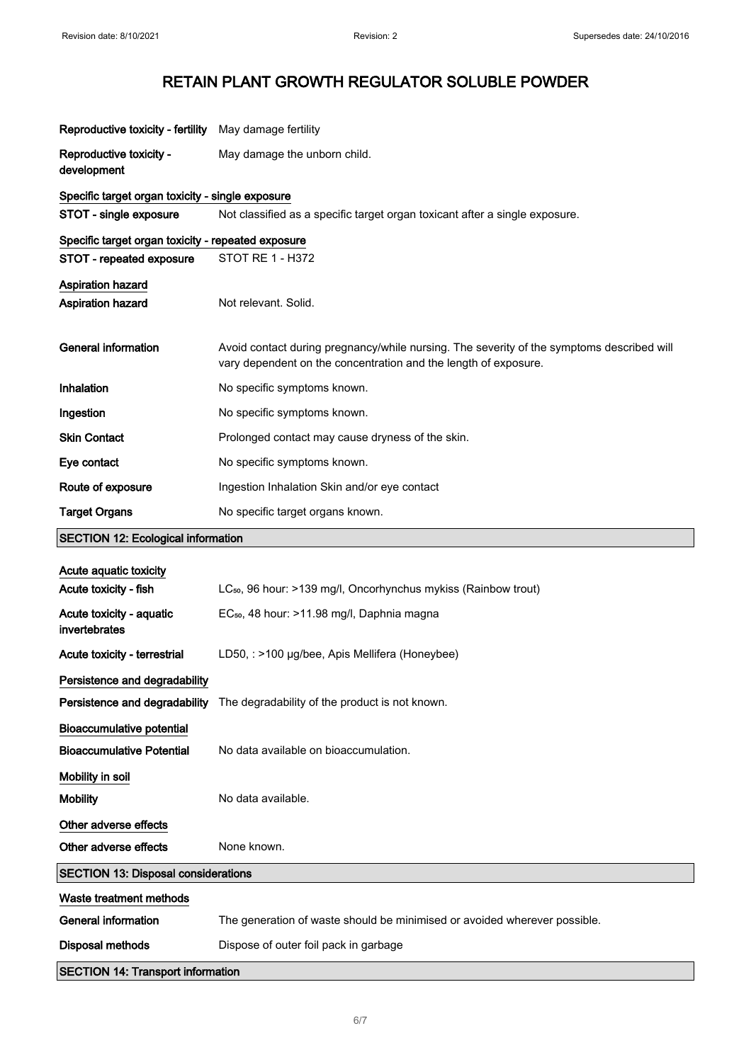# RETAIN PLANT GROWTH REGULATOR SOLUBLE POWDER

**Reproductive toxicity - fertility** May damage fertility

**Reproductive toxicity - development** May damage the unborn child.

**Specific target organ toxicity - single exposure**

**STOT - single exposure** Not classified as a specific target organ toxicant after a single exposure.

**Specific target organ toxicity - repeated exposure**

**STOT - repeated exposure** STOT RE 1 - H372

**Aspiration hazard**

**Aspiration hazard** Not relevant. Solid.

**General information** Avoid contact during pregnancy/while nursing. The severity of the symptoms described will vary dependent on the concentration and the length of exposure.

**Inhalation** No specific symptoms known.

**Ingestion** No specific symptoms known.

**Skin Contact** Prolonged contact may cause dryness of the skin.

**Eye contact** No specific symptoms known.

**Route of exposure** Ingestion Inhalation Skin and/or eye contact

**Target Organs** No specific target organs known.

## SECTION 12: Ecological information

**Acute aquatic toxicity**

**Acute toxicity - fish** $LC_{50}$, 96 hour: >139 mg/l, Oncorhynchus mykiss (Rainbow trout)

**Acute toxicity - aquatic invertebrates** $EC_{50}$, 48 hour: >11.98 mg/l, Daphnia magna

**Acute toxicity - terrestrial** LD50, : >100 µg/bee, Apis Mellifera (Honeybee)

**Persistence and degradability**

**Persistence and degradability** The degradability of the product is not known.

**Bioaccumulative potential**

**Bioaccumulative Potential** No data available on bioaccumulation.

**Mobility in soil**

**Mobility** No data available.

**Other adverse effects**

**Other adverse effects** None known.

## SECTION 13: Disposal considerations

**Waste treatment methods**

**General information** The generation of waste should be minimised or avoided wherever possible.

**Disposal methods** Dispose of outer foil pack in garbage

## SECTION 14: Transport information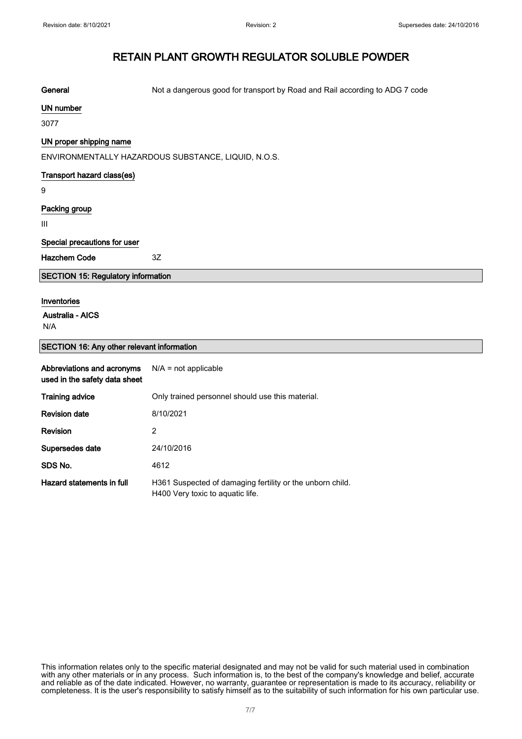# RETAIN PLANT GROWTH REGULATOR SOLUBLE POWDER

| | |
|---|---|
| **General** | Not a dangerous good for transport by Road and Rail according to ADG 7 code |

**UN number**

3077

**UN proper shipping name**

ENVIRONMENTALLY HAZARDOUS SUBSTANCE, LIQUID, N.O.S.

**Transport hazard class(es)**

9

**Packing group**

III

**Special precautions for user**

| | |
|---|---|
| **Hazchem Code** | 3Z |

## SECTION 15: Regulatory information

**Inventories**

**Australia - AICS**

N/A

## SECTION 16: Any other relevant information

| | |
|---|---|
| **Abbreviations and acronyms used in the safety data sheet** | N/A = not applicable |
| **Training advice** | Only trained personnel should use this material. |
| **Revision date** | 8/10/2021 |
| **Revision** | 2 |
| **Supersedes date** | 24/10/2016 |
| **SDS No.** | 4612 |
| **Hazard statements in full** | H361 Suspected of damaging fertility or the unborn child.<br>H400 Very toxic to aquatic life. |

This information relates only to the specific material designated and may not be valid for such material used in combination with any other materials or in any process. Such information is, to the best of the company's knowledge and belief, accurate and reliable as of the date indicated. However, no warranty, guarantee or representation is made to its accuracy, reliability or completeness. It is the user's responsibility to satisfy himself as to the suitability of such information for his own particular use.